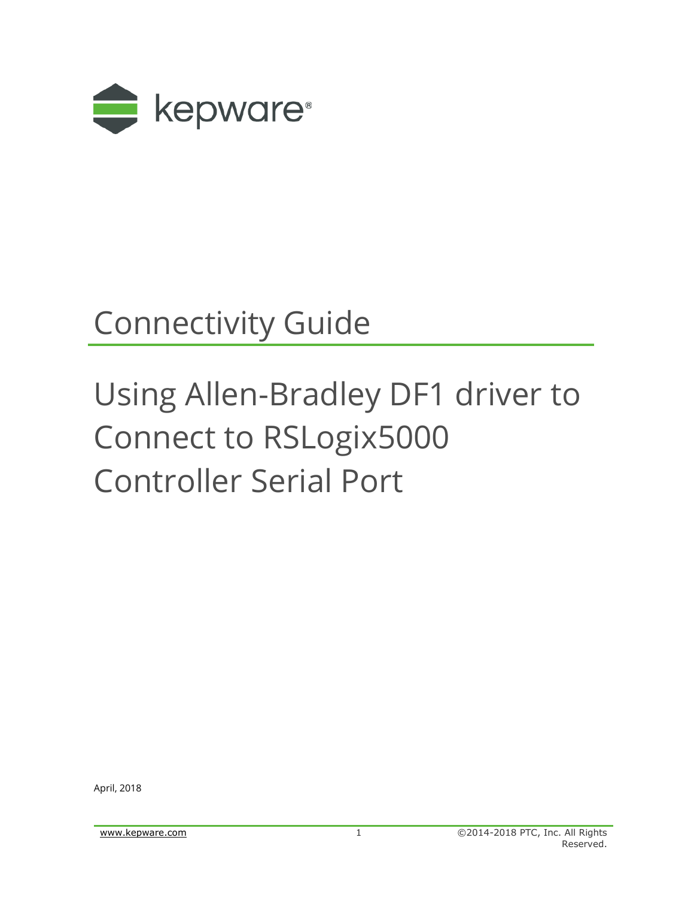kepware®

# Connectivity Guide

## Using Allen-Bradley DF1 driver to Connect to RSLogix5000 Controller Serial Port

April, 2018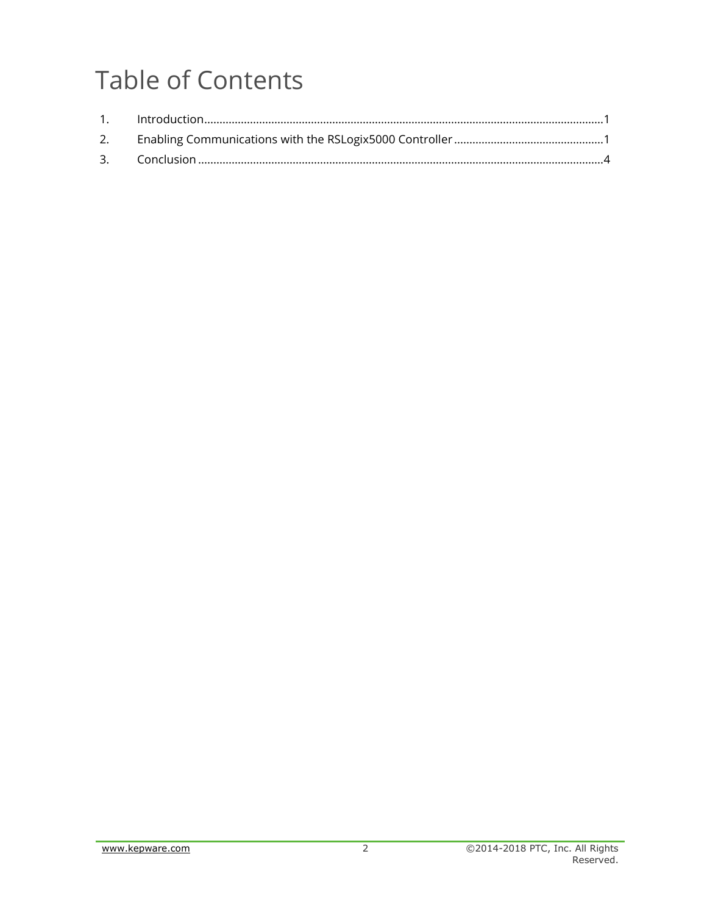# Table of Contents

1. Introduction ........................................................................................................................................ 1
2. Enabling Communications with the RSLogix5000 Controller ................................................. 1
3. Conclusion .......................................................................................................................................... 4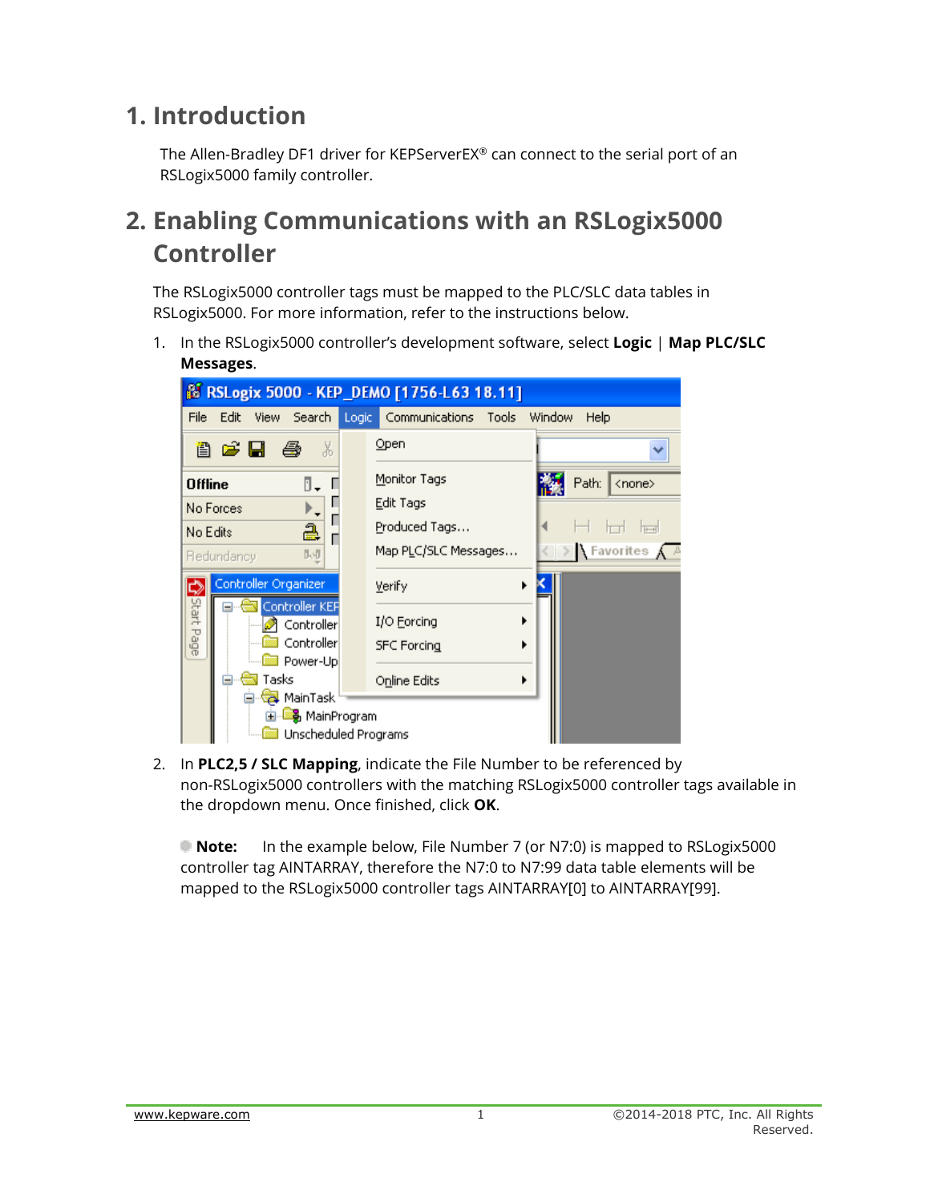# 1. Introduction

The Allen-Bradley DF1 driver for KEPServerEX® can connect to the serial port of an RSLogix5000 family controller.

# 2. Enabling Communications with an RSLogix5000 Controller

The RSLogix5000 controller tags must be mapped to the PLC/SLC data tables in RSLogix5000. For more information, refer to the instructions below.

1. In the RSLogix5000 controller's development software, select **Logic** | **Map PLC/SLC Messages**.

2. In **PLC2,5 / SLC Mapping**, indicate the File Number to be referenced by non-RSLogix5000 controllers with the matching RSLogix5000 controller tags available in the dropdown menu. Once finished, click **OK**.

   **Note:** In the example below, File Number 7 (or N7:0) is mapped to RSLogix5000 controller tag AINTARRAY, therefore the N7:0 to N7:99 data table elements will be mapped to the RSLogix5000 controller tags AINTARRAY[0] to AINTARRAY[99].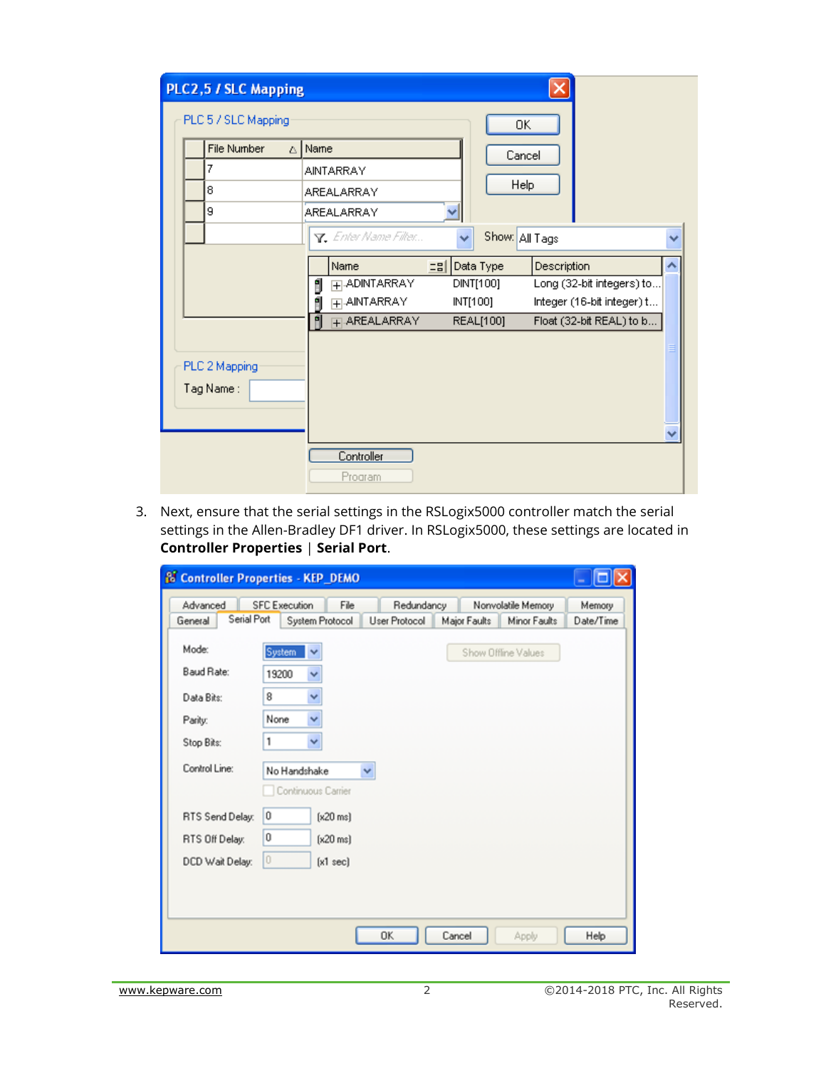3. Next, ensure that the serial settings in the RSLogix5000 controller match the serial settings in the Allen-Bradley DF1 driver. In RSLogix5000, these settings are located in **Controller Properties** | **Serial Port**.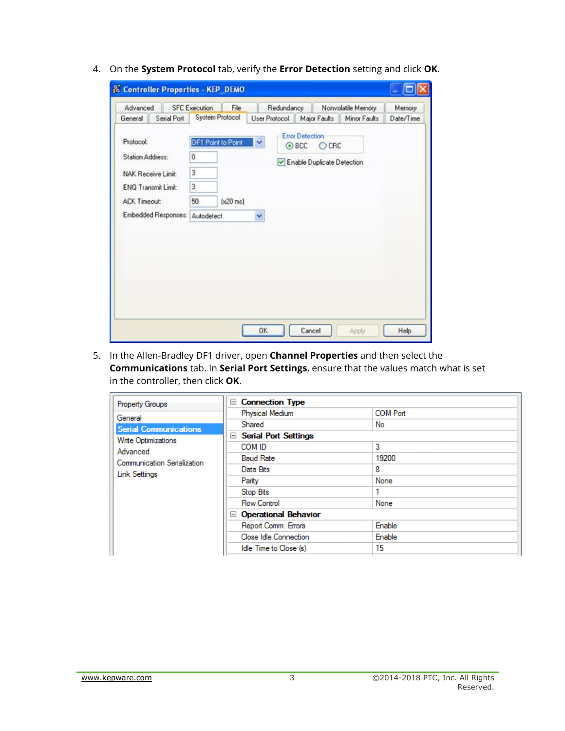4. On the **System Protocol** tab, verify the **Error Detection** setting and click **OK**.

Controller Properties - KEP_DEMO

Advanced | SFC Execution | File | Redundancy | Nonvolatile Memory | Memory
General | Serial Port | System Protocol | User Protocol | Major Faults | Minor Faults | Date/Time

| Setting | Value |
| --- | --- |
| Protocol: | DF1 Point to Point |
| Station Address: | 0 |
| NAK Receive Limit: | 3 |
| ENQ Transmit Limit: | 3 |
| ACK Timeout: | 50 (x20 ms) |
| Embedded Responses: | Autodetect |

Error Detection: (•) BCC ( ) CRC

[x] Enable Duplicate Detection

OK | Cancel | Apply | Help

5. In the Allen-Bradley DF1 driver, open **Channel Properties** and then select the **Communications** tab. In **Serial Port Settings**, ensure that the values match what is set in the controller, then click **OK**.

Property Groups: General | **Serial Communications** | Write Optimizations | Advanced | Communication Serialization | Link Settings

| Property | Value |
| --- | --- |
| **Connection Type** | |
| Physical Medium | COM Port |
| Shared | No |
| **Serial Port Settings** | |
| COM ID | 3 |
| Baud Rate | 19200 |
| Data Bits | 8 |
| Parity | None |
| Stop Bits | 1 |
| Flow Control | None |
| **Operational Behavior** | |
| Report Comm. Errors | Enable |
| Close Idle Connection | Enable |
| Idle Time to Close (s) | 15 |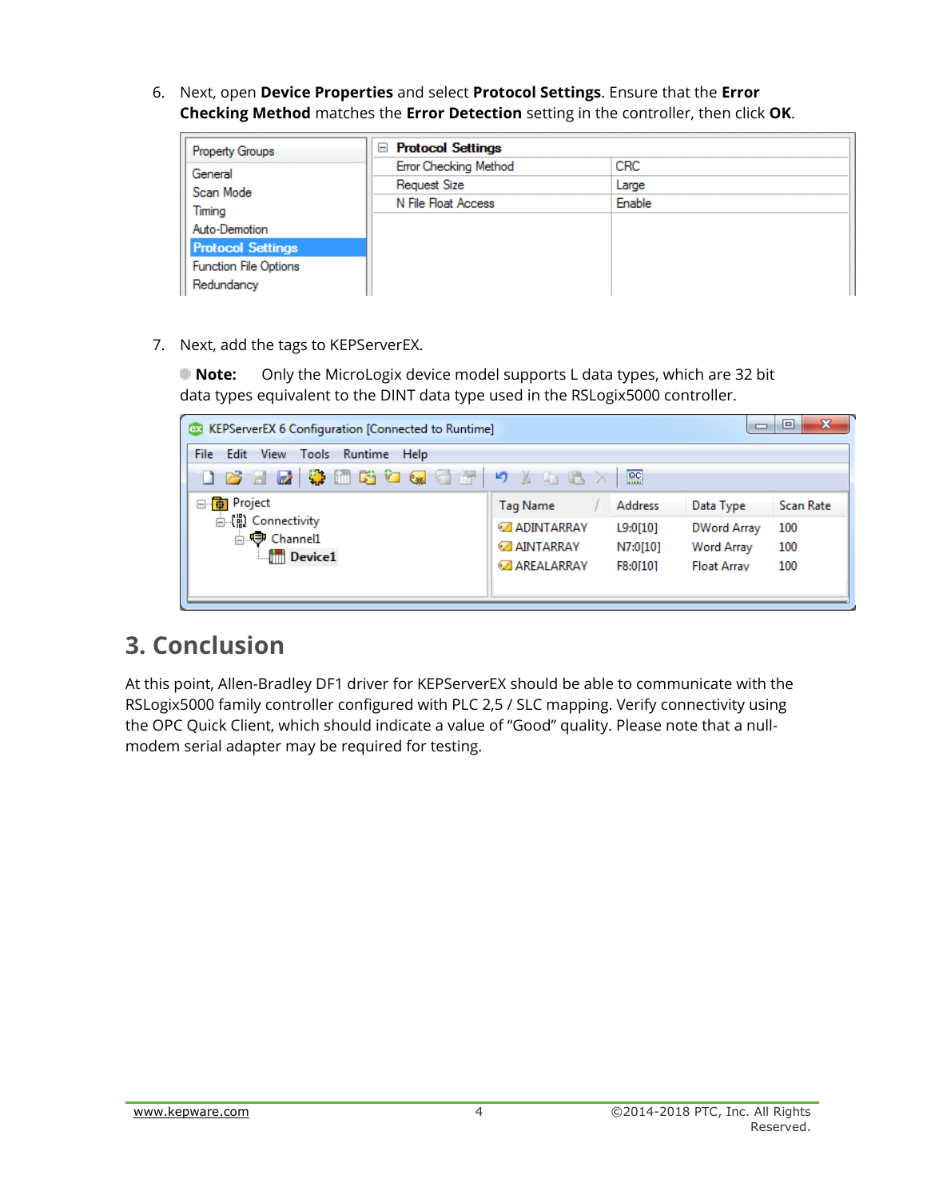6. Next, open **Device Properties** and select **Protocol Settings**. Ensure that the **Error Checking Method** matches the **Error Detection** setting in the controller, then click **OK**.

7. Next, add the tags to KEPServerEX.

   **Note:** Only the MicroLogix device model supports L data types, which are 32 bit data types equivalent to the DINT data type used in the RSLogix5000 controller.

## 3. Conclusion

At this point, Allen-Bradley DF1 driver for KEPServerEX should be able to communicate with the RSLogix5000 family controller configured with PLC 2,5 / SLC mapping. Verify connectivity using the OPC Quick Client, which should indicate a value of “Good” quality. Please note that a null-modem serial adapter may be required for testing.